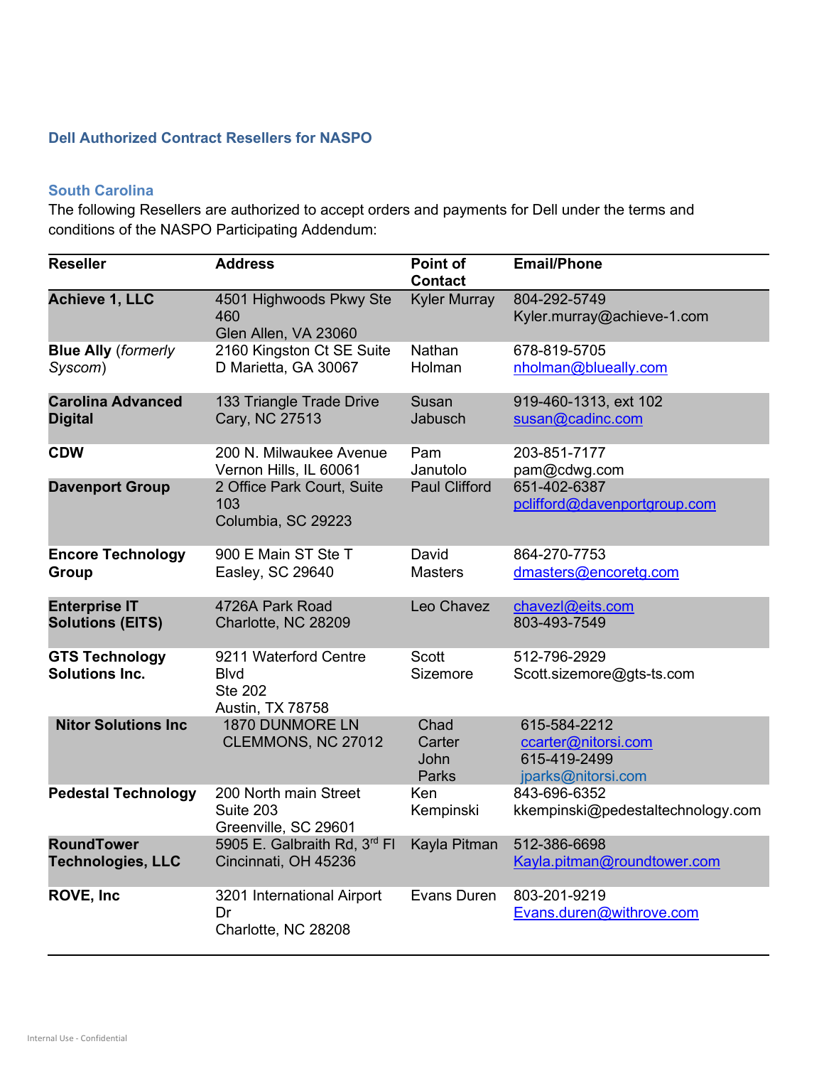## Dell Authorized Contract Resellers for NASPO

### South Carolina

The following Resellers are authorized to accept orders and payments for Dell under the terms and conditions of the NASPO Participating Addendum:

| Reseller | Address | Point of Contact | Email/Phone |
|---|---|---|---|
| **Achieve 1, LLC** | 4501 Highwoods Pkwy Ste 460<br>Glen Allen, VA 23060 | Kyler Murray | 804-292-5749<br>Kyler.murray@achieve-1.com |
| **Blue Ally** (*formerly Syscom*) | 2160 Kingston Ct SE Suite D Marietta, GA 30067 | Nathan Holman | 678-819-5705<br>nholman@blueally.com |
| **Carolina Advanced Digital** | 133 Triangle Trade Drive<br>Cary, NC 27513 | Susan Jabusch | 919-460-1313, ext 102<br>susan@cadinc.com |
| **CDW** | 200 N. Milwaukee Avenue<br>Vernon Hills, IL 60061 | Pam Janutolo | 203-851-7177<br>pam@cdwg.com |
| **Davenport Group** | 2 Office Park Court, Suite 103<br>Columbia, SC 29223 | Paul Clifford | 651-402-6387<br>pclifford@davenportgroup.com |
| **Encore Technology Group** | 900 E Main ST Ste T<br>Easley, SC 29640 | David Masters | 864-270-7753<br>dmasters@encoretg.com |
| **Enterprise IT Solutions (EITS)** | 4726A Park Road<br>Charlotte, NC 28209 | Leo Chavez | chavezl@eits.com<br>803-493-7549 |
| **GTS Technology Solutions Inc.** | 9211 Waterford Centre Blvd<br>Ste 202<br>Austin, TX 78758 | Scott Sizemore | 512-796-2929<br>Scott.sizemore@gts-ts.com |
| **Nitor Solutions Inc** | 1870 DUNMORE LN<br>CLEMMONS, NC 27012 | Chad Carter<br>John Parks | 615-584-2212<br>ccarter@nitorsi.com<br>615-419-2499<br>jparks@nitorsi.com |
| **Pedestal Technology** | 200 North main Street<br>Suite 203<br>Greenville, SC 29601 | Ken Kempinski | 843-696-6352<br>kkempinski@pedestaltechnology.com |
| **RoundTower Technologies, LLC** | 5905 E. Galbraith Rd, 3rd Fl<br>Cincinnati, OH 45236 | Kayla Pitman | 512-386-6698<br>Kayla.pitman@roundtower.com |
| **ROVE, Inc** | 3201 International Airport Dr<br>Charlotte, NC 28208 | Evans Duren | 803-201-9219<br>Evans.duren@withrove.com |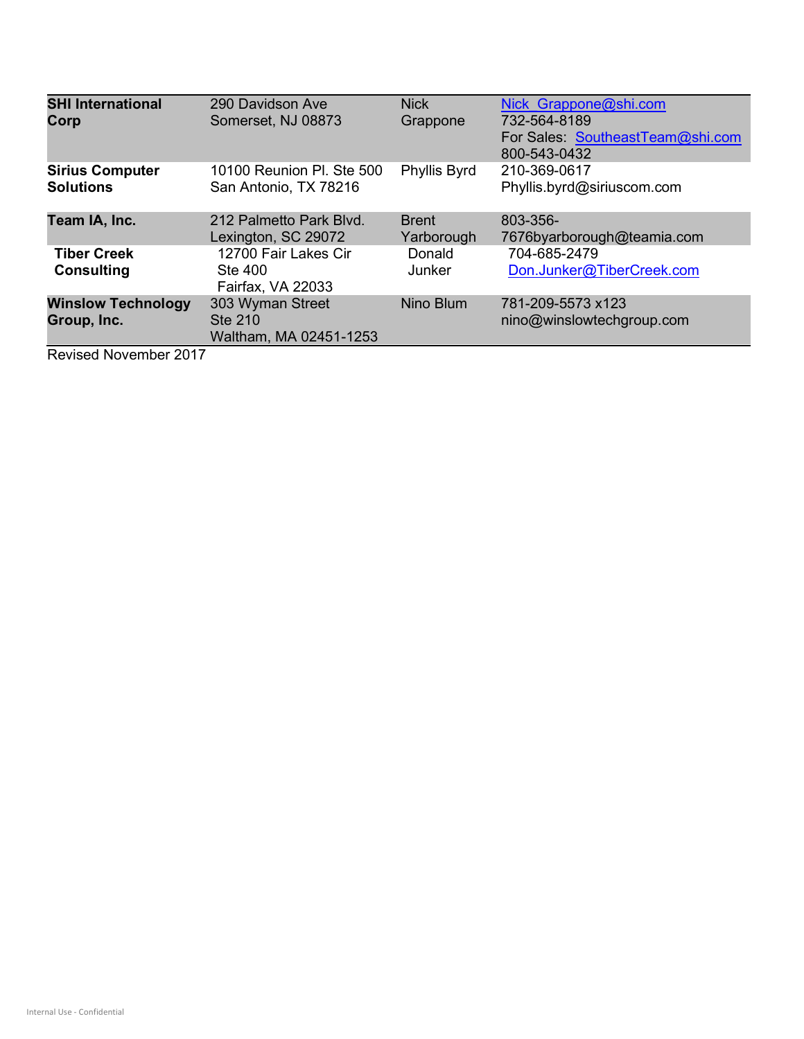| | | | |
|---|---|---|---|
| **SHI International Corp** | 290 Davidson Ave<br>Somerset, NJ 08873 | Nick Grappone | Nick_Grappone@shi.com<br>732-564-8189<br>For Sales: SoutheastTeam@shi.com<br>800-543-0432 |
| **Sirius Computer Solutions** | 10100 Reunion Pl. Ste 500<br>San Antonio, TX 78216 | Phyllis Byrd | 210-369-0617<br>Phyllis.byrd@siriuscom.com |
| **Team IA, Inc.** | 212 Palmetto Park Blvd.<br>Lexington, SC 29072 | Brent Yarborough | 803-356-<br>7676byarborough@teamia.com |
| **Tiber Creek Consulting** | 12700 Fair Lakes Cir<br>Ste 400<br>Fairfax, VA 22033 | Donald Junker | 704-685-2479<br>Don.Junker@TiberCreek.com |
| **Winslow Technology Group, Inc.** | 303 Wyman Street<br>Ste 210<br>Waltham, MA 02451-1253 | Nino Blum | 781-209-5573 x123<br>nino@winslowtechgroup.com |

Revised November 2017